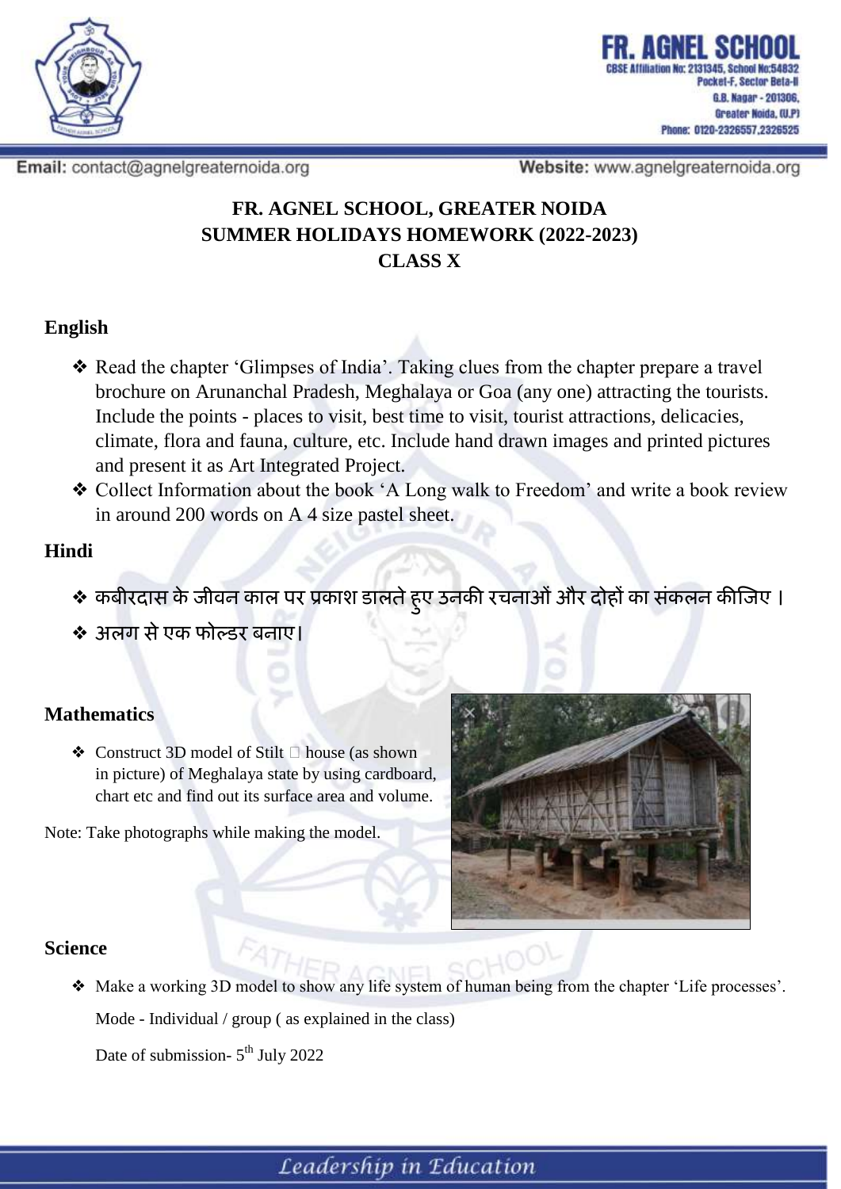FR. AGNEL SCHOOL
CBSE Affiliation No: 2131345, School No:54832
Pocket-F, Sector Beta-II
G.B. Nagar - 201306,
Greater Noida, (U.P)
Phone: 0120-2326557,2326525

Email: contact@agnelgreaternoida.org

Website: www.agnelgreaternoida.org

# FR. AGNEL SCHOOL, GREATER NOIDA
# SUMMER HOLIDAYS HOMEWORK (2022-2023)
# CLASS X

## English

- Read the chapter 'Glimpses of India'. Taking clues from the chapter prepare a travel brochure on Arunanchal Pradesh, Meghalaya or Goa (any one) attracting the tourists. Include the points - places to visit, best time to visit, tourist attractions, delicacies, climate, flora and fauna, culture, etc. Include hand drawn images and printed pictures and present it as Art Integrated Project.
- Collect Information about the book 'A Long walk to Freedom' and write a book review in around 200 words on A 4 size pastel sheet.

## Hindi

- कबीरदास के जीवन काल पर प्रकाश डालते हुए उनकी रचनाओं और दोहों का संकलन कीजिए ।
- अलग से एक फोल्डर बनाए।

## Mathematics

- Construct 3D model of Stilt house (as shown in picture) of Meghalaya state by using cardboard, chart etc and find out its surface area and volume.

Note: Take photographs while making the model.

## Science

- Make a working 3D model to show any life system of human being from the chapter 'Life processes'.

  Mode - Individual / group ( as explained in the class)

  Date of submission- $5^{th}$ July 2022

*Leadership in Education*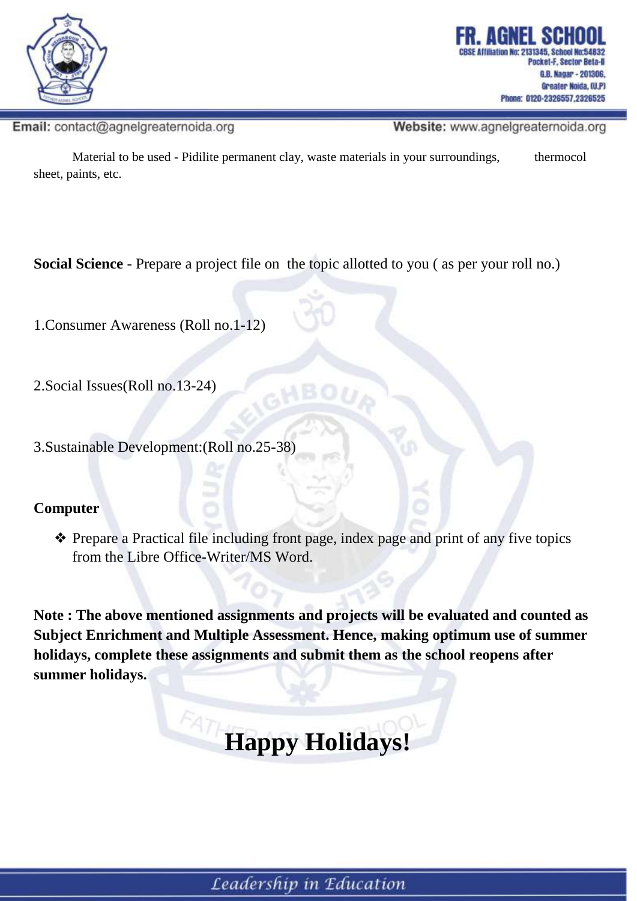Material to be used - Pidilite permanent clay, waste materials in your surroundings, thermocol sheet, paints, etc.

**Social Science** - Prepare a project file on the topic allotted to you ( as per your roll no.)

1.Consumer Awareness (Roll no.1-12)

2.Social Issues(Roll no.13-24)

3.Sustainable Development:(Roll no.25-38)

**Computer**

- Prepare a Practical file including front page, index page and print of any five topics from the Libre Office-Writer/MS Word.

**Note : The above mentioned assignments and projects will be evaluated and counted as Subject Enrichment and Multiple Assessment. Hence, making optimum use of summer holidays, complete these assignments and submit them as the school reopens after summer holidays.**

# Happy Holidays!